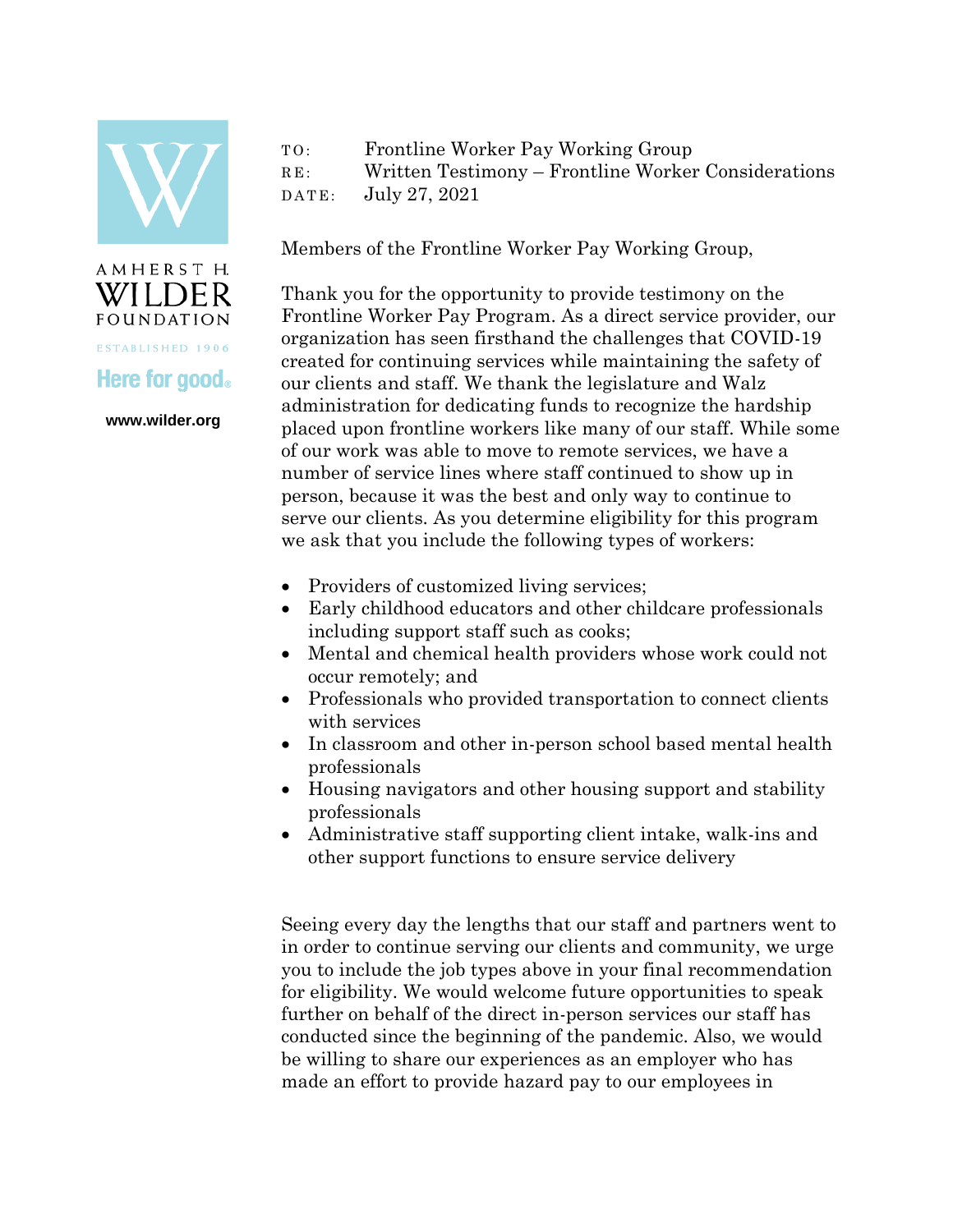AMHERST H.
WILDER
FOUNDATION

ESTABLISHED 1906

Here for good®

www.wilder.org

TO: Frontline Worker Pay Working Group
RE: Written Testimony – Frontline Worker Considerations
DATE: July 27, 2021

Members of the Frontline Worker Pay Working Group,

Thank you for the opportunity to provide testimony on the Frontline Worker Pay Program. As a direct service provider, our organization has seen firsthand the challenges that COVID-19 created for continuing services while maintaining the safety of our clients and staff. We thank the legislature and Walz administration for dedicating funds to recognize the hardship placed upon frontline workers like many of our staff. While some of our work was able to move to remote services, we have a number of service lines where staff continued to show up in person, because it was the best and only way to continue to serve our clients. As you determine eligibility for this program we ask that you include the following types of workers:

- Providers of customized living services;
- Early childhood educators and other childcare professionals including support staff such as cooks;
- Mental and chemical health providers whose work could not occur remotely; and
- Professionals who provided transportation to connect clients with services
- In classroom and other in-person school based mental health professionals
- Housing navigators and other housing support and stability professionals
- Administrative staff supporting client intake, walk-ins and other support functions to ensure service delivery

Seeing every day the lengths that our staff and partners went to in order to continue serving our clients and community, we urge you to include the job types above in your final recommendation for eligibility. We would welcome future opportunities to speak further on behalf of the direct in-person services our staff has conducted since the beginning of the pandemic. Also, we would be willing to share our experiences as an employer who has made an effort to provide hazard pay to our employees in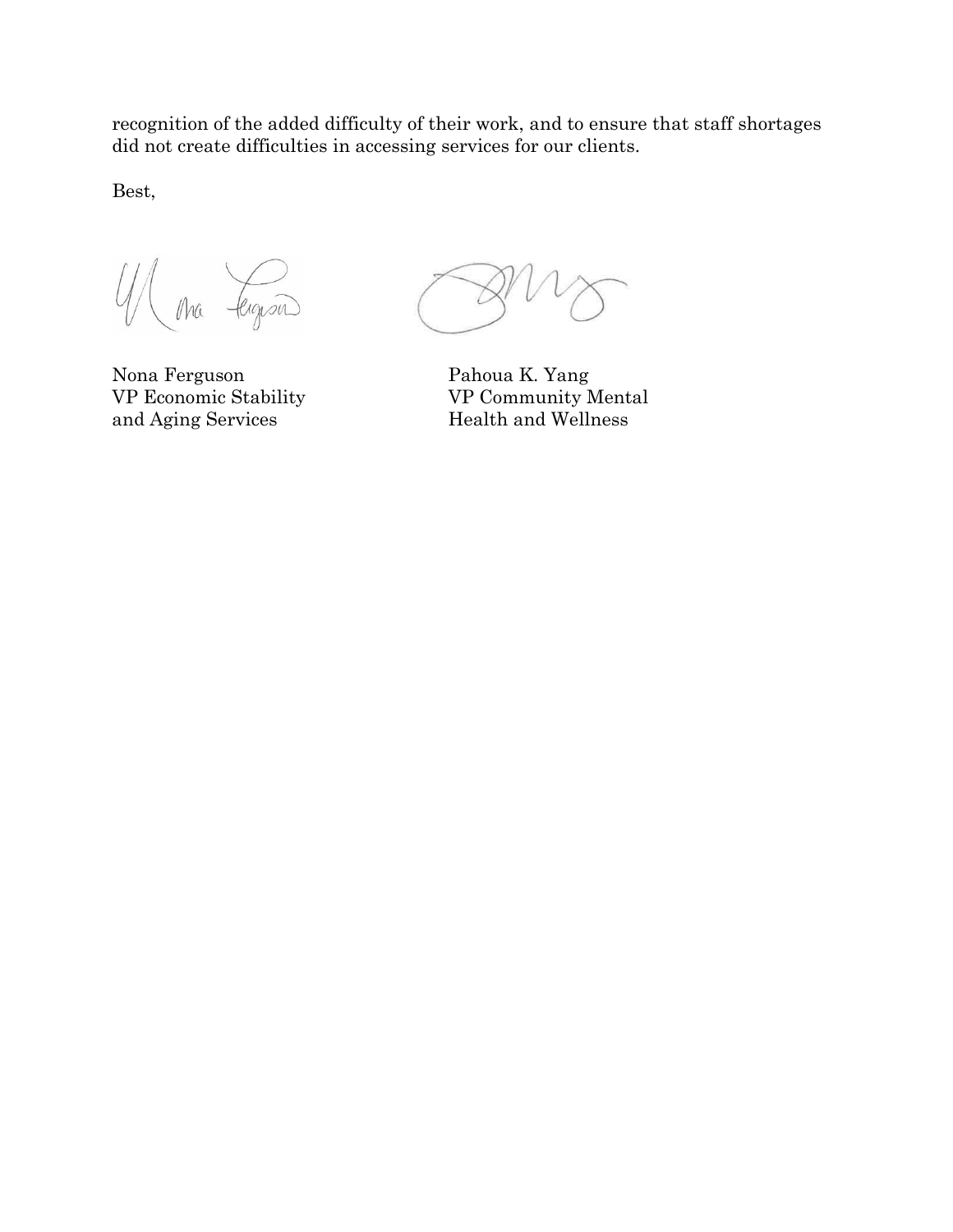recognition of the added difficulty of their work, and to ensure that staff shortages did not create difficulties in accessing services for our clients.

Best,

Nona Ferguson
VP Economic Stability
and Aging Services

Pahoua K. Yang
VP Community Mental
Health and Wellness